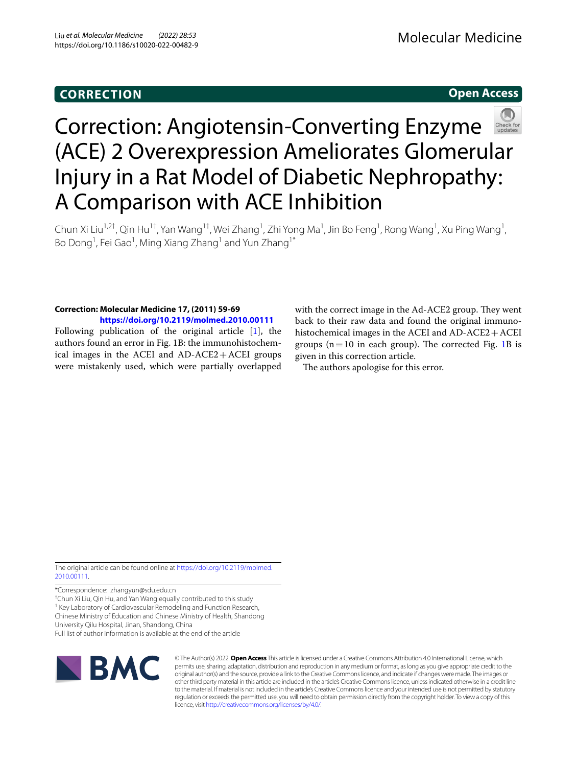**CORRECTION** **Open Access**

# Correction: Angiotensin-Converting Enzyme (ACE) 2 Overexpression Ameliorates Glomerular Injury in a Rat Model of Diabetic Nephropathy: A Comparison with ACE Inhibition

Chun Xi Liu[1,2†], Qin Hu[1†], Yan Wang[1†], Wei Zhang[1], Zhi Yong Ma[1], Jin Bo Feng[1], Rong Wang[1], Xu Ping Wang[1], Bo Dong[1], Fei Gao[1], Ming Xiang Zhang[1] and Yun Zhang[1*]

**Correction: Molecular Medicine 17, (2011) 59-69**
**https://doi.org/10.2119/molmed.2010.00111**

Following publication of the original article [1], the authors found an error in Fig. 1B: the immunohistochemical images in the ACEI and AD-ACE2 + ACEI groups were mistakenly used, which were partially overlapped with the correct image in the Ad-ACE2 group. They went back to their raw data and found the original immunohistochemical images in the ACEI and AD-ACE2 + ACEI groups (n = 10 in each group). The corrected Fig. 1B is given in this correction article.

The authors apologise for this error.

The original article can be found online at https://doi.org/10.2119/molmed.2010.00111.

*Correspondence: zhangyun@sdu.edu.cn

†Chun Xi Liu, Qin Hu, and Yan Wang equally contributed to this study

[1] Key Laboratory of Cardiovascular Remodeling and Function Research, Chinese Ministry of Education and Chinese Ministry of Health, Shandong University Qilu Hospital, Jinan, Shandong, China

Full list of author information is available at the end of the article

© The Author(s) 2022. **Open Access** This article is licensed under a Creative Commons Attribution 4.0 International License, which permits use, sharing, adaptation, distribution and reproduction in any medium or format, as long as you give appropriate credit to the original author(s) and the source, provide a link to the Creative Commons licence, and indicate if changes were made. The images or other third party material in this article are included in the article's Creative Commons licence, unless indicated otherwise in a credit line to the material. If material is not included in the article's Creative Commons licence and your intended use is not permitted by statutory regulation or exceeds the permitted use, you will need to obtain permission directly from the copyright holder. To view a copy of this licence, visit http://creativecommons.org/licenses/by/4.0/.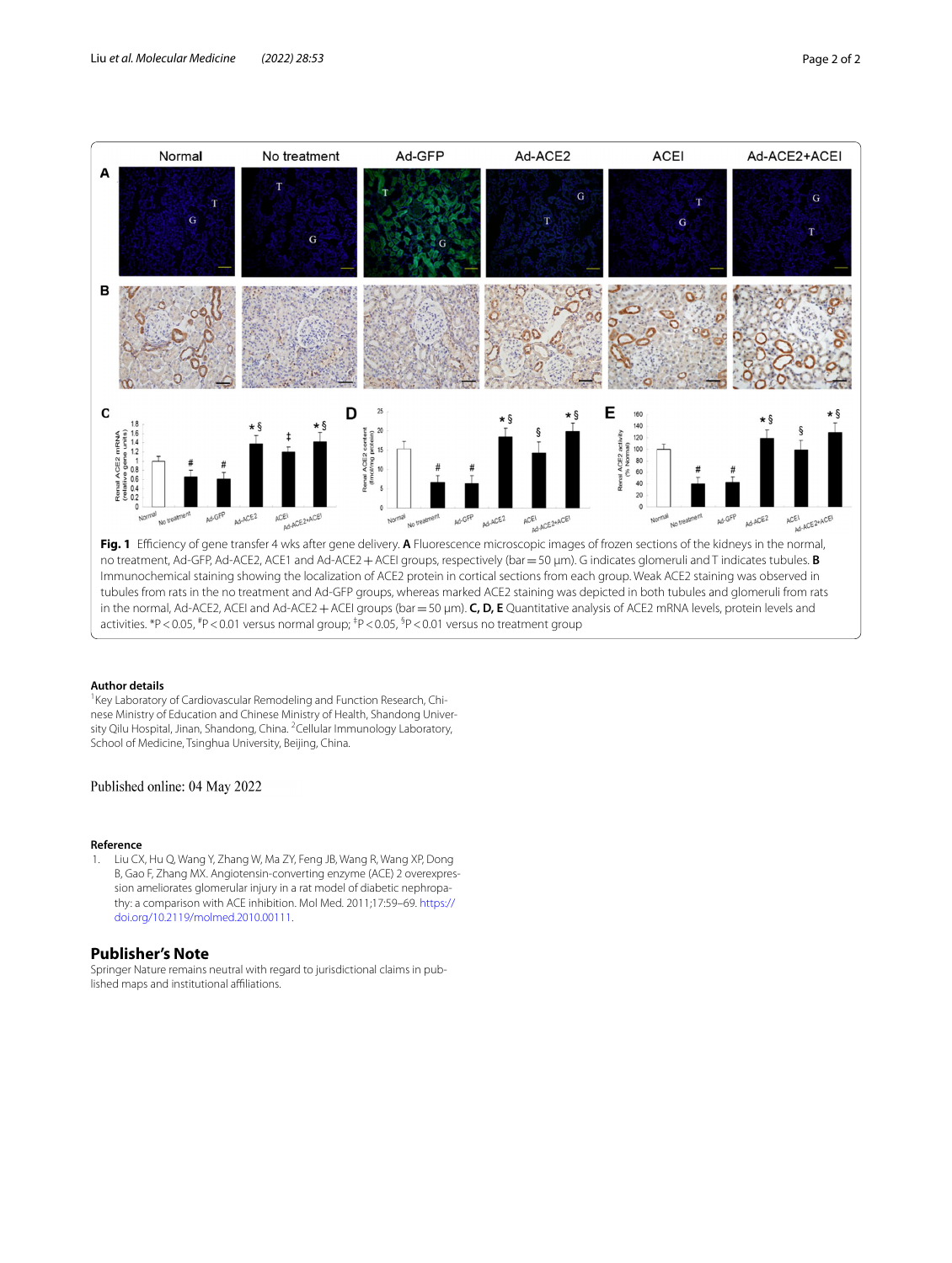Normal

No treatment

Ad-GFP

Ad-ACE2

ACEI

Ad-ACE2+ACEI

A

B

C

D

E

Renal ACE2 mRNA (relative gene units)

Renal ACE2 content (fmol/mg protein)

Renal ACE2 activity (% Normal)

Normal No treatment Ad-GFP Ad-ACE2 ACEI Ad-ACE2+ACEI

**Fig. 1** Efficiency of gene transfer 4 wks after gene delivery. **A** Fluorescence microscopic images of frozen sections of the kidneys in the normal, no treatment, Ad-GFP, Ad-ACE2, ACE1 and Ad-ACE2 + ACEI groups, respectively (bar = 50 µm). G indicates glomeruli and T indicates tubules. **B** Immunochemical staining showing the localization of ACE2 protein in cortical sections from each group. Weak ACE2 staining was observed in tubules from rats in the no treatment and Ad-GFP groups, whereas marked ACE2 staining was depicted in both tubules and glomeruli from rats in the normal, Ad-ACE2, ACEI and Ad-ACE2 + ACEI groups (bar = 50 µm). **C, D, E** Quantitative analysis of ACE2 mRNA levels, protein levels and activities. *P < 0.05, #P < 0.01 versus normal group; ‡P < 0.05, §P < 0.01 versus no treatment group

### Author details

[1]Key Laboratory of Cardiovascular Remodeling and Function Research, Chinese Ministry of Education and Chinese Ministry of Health, Shandong University Qilu Hospital, Jinan, Shandong, China. [2]Cellular Immunology Laboratory, School of Medicine, Tsinghua University, Beijing, China.

Published online: 04 May 2022

### Reference

1. Liu CX, Hu Q, Wang Y, Zhang W, Ma ZY, Feng JB, Wang R, Wang XP, Dong B, Gao F, Zhang MX. Angiotensin-converting enzyme (ACE) 2 overexpression ameliorates glomerular injury in a rat model of diabetic nephropathy: a comparison with ACE inhibition. Mol Med. 2011;17:59–69. https://doi.org/10.2119/molmed.2010.00111.

## Publisher's Note

Springer Nature remains neutral with regard to jurisdictional claims in published maps and institutional affiliations.